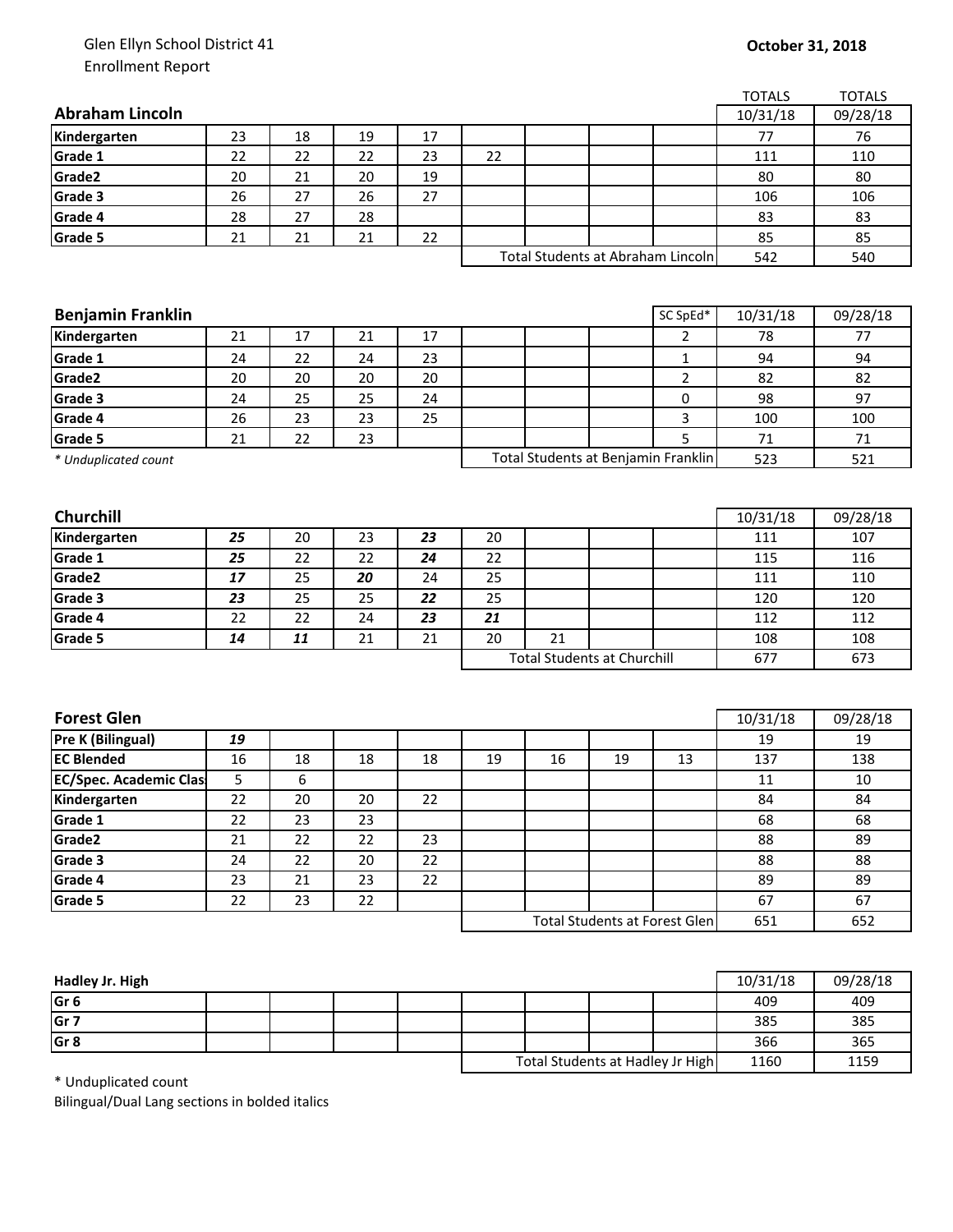Glen Ellyn School District 41
Enrollment Report

**October 31, 2018**

| **Abraham Lincoln** | | | | | | | | | TOTALS 10/31/18 | TOTALS 09/28/18 |
|---|---|---|---|---|---|---|---|---|---|---|
| **Kindergarten** | 23 | 18 | 19 | 17 | | | | | 77 | 76 |
| **Grade 1** | 22 | 22 | 22 | 23 | 22 | | | | 111 | 110 |
| **Grade2** | 20 | 21 | 20 | 19 | | | | | 80 | 80 |
| **Grade 3** | 26 | 27 | 26 | 27 | | | | | 106 | 106 |
| **Grade 4** | 28 | 27 | 28 | | | | | | 83 | 83 |
| **Grade 5** | 21 | 21 | 21 | 22 | | | | | 85 | 85 |
| | | | | | Total Students at Abraham Lincoln | | | | 542 | 540 |

| **Benjamin Franklin** | | | | | | | | SC SpEd* | 10/31/18 | 09/28/18 |
|---|---|---|---|---|---|---|---|---|---|---|
| **Kindergarten** | 21 | 17 | 21 | 17 | | | | 2 | 78 | 77 |
| **Grade 1** | 24 | 22 | 24 | 23 | | | | 1 | 94 | 94 |
| **Grade2** | 20 | 20 | 20 | 20 | | | | 2 | 82 | 82 |
| **Grade 3** | 24 | 25 | 25 | 24 | | | | 0 | 98 | 97 |
| **Grade 4** | 26 | 23 | 23 | 25 | | | | 3 | 100 | 100 |
| **Grade 5** | 21 | 22 | 23 | | | | | 5 | 71 | 71 |
| *\* Unduplicated count* | | | | | Total Students at Benjamin Franklin | | | | 523 | 521 |

| **Churchill** | | | | | | | | | 10/31/18 | 09/28/18 |
|---|---|---|---|---|---|---|---|---|---|---|
| **Kindergarten** | ***25*** | 20 | 23 | ***23*** | 20 | | | | 111 | 107 |
| **Grade 1** | ***25*** | 22 | 22 | ***24*** | 22 | | | | 115 | 116 |
| **Grade2** | ***17*** | 25 | ***20*** | 24 | 25 | | | | 111 | 110 |
| **Grade 3** | ***23*** | 25 | 25 | ***22*** | 25 | | | | 120 | 120 |
| **Grade 4** | 22 | 22 | 24 | ***23*** | ***21*** | | | | 112 | 112 |
| **Grade 5** | ***14*** | ***11*** | 21 | 21 | 20 | 21 | | | 108 | 108 |
| | | | | | Total Students at Churchill | | | | 677 | 673 |

| **Forest Glen** | | | | | | | | | 10/31/18 | 09/28/18 |
|---|---|---|---|---|---|---|---|---|---|---|
| **Pre K (Bilingual)** | ***19*** | | | | | | | | 19 | 19 |
| **EC Blended** | 16 | 18 | 18 | 18 | 19 | 16 | 19 | 13 | 137 | 138 |
| **EC/Spec. Academic Clas** | 5 | 6 | | | | | | | 11 | 10 |
| **Kindergarten** | 22 | 20 | 20 | 22 | | | | | 84 | 84 |
| **Grade 1** | 22 | 23 | 23 | | | | | | 68 | 68 |
| **Grade2** | 21 | 22 | 22 | 23 | | | | | 88 | 89 |
| **Grade 3** | 24 | 22 | 20 | 22 | | | | | 88 | 88 |
| **Grade 4** | 23 | 21 | 23 | 22 | | | | | 89 | 89 |
| **Grade 5** | 22 | 23 | 22 | | | | | | 67 | 67 |
| | | | | | Total Students at Forest Glen | | | | 651 | 652 |

| **Hadley Jr. High** | | | | | | | | | 10/31/18 | 09/28/18 |
|---|---|---|---|---|---|---|---|---|---|---|
| **Gr 6** | | | | | | | | | 409 | 409 |
| **Gr 7** | | | | | | | | | 385 | 385 |
| **Gr 8** | | | | | | | | | 366 | 365 |
| | | | | | Total Students at Hadley Jr High | | | | 1160 | 1159 |

\* Unduplicated count

Bilingual/Dual Lang sections in bolded italics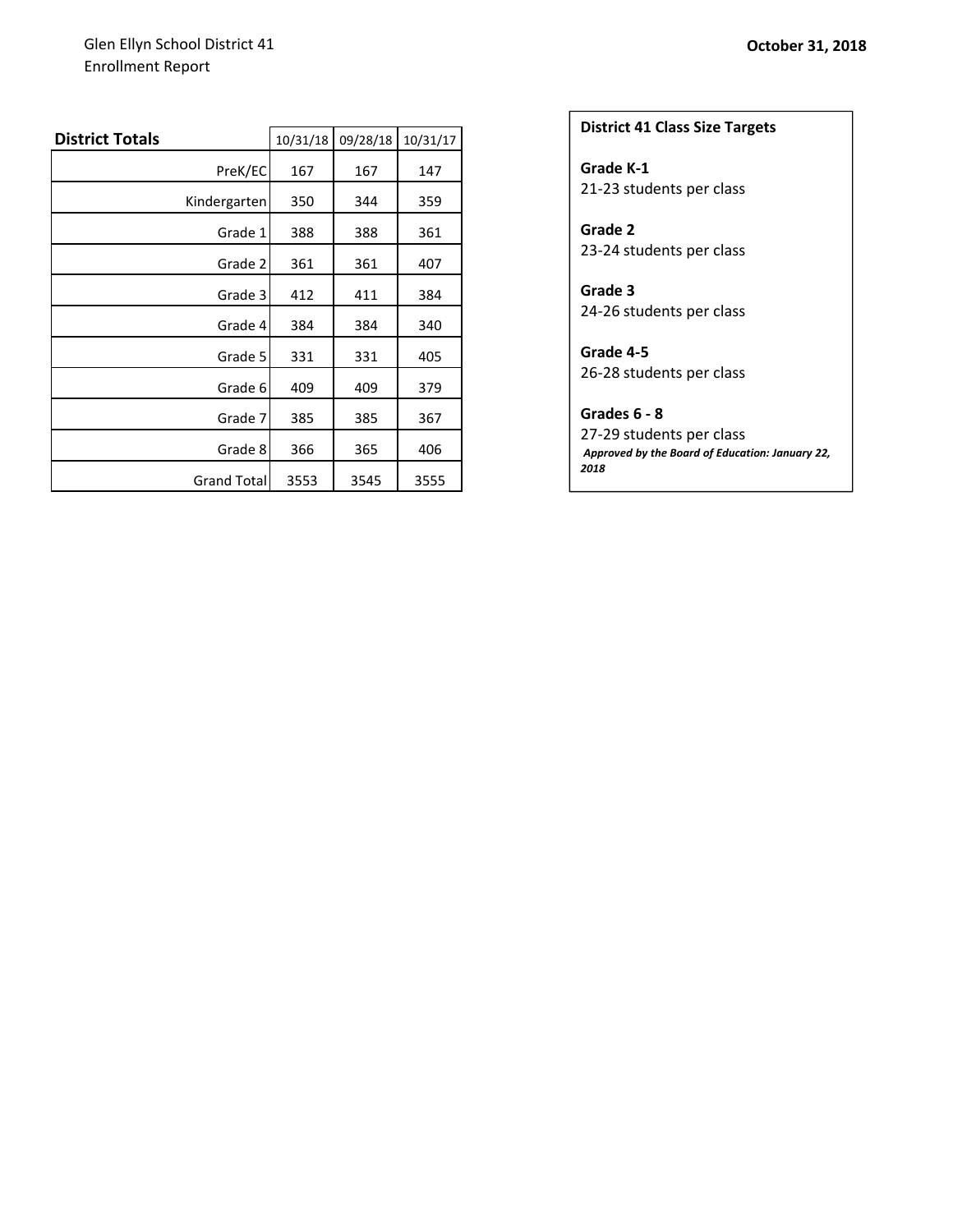Glen Ellyn School District 41
Enrollment Report

**October 31, 2018**

| District Totals | 10/31/18 | 09/28/18 | 10/31/17 |
|---|---|---|---|
| PreK/EC | 167 | 167 | 147 |
| Kindergarten | 350 | 344 | 359 |
| Grade 1 | 388 | 388 | 361 |
| Grade 2 | 361 | 361 | 407 |
| Grade 3 | 412 | 411 | 384 |
| Grade 4 | 384 | 384 | 340 |
| Grade 5 | 331 | 331 | 405 |
| Grade 6 | 409 | 409 | 379 |
| Grade 7 | 385 | 385 | 367 |
| Grade 8 | 366 | 365 | 406 |
| Grand Total | 3553 | 3545 | 3555 |

**District 41 Class Size Targets**

**Grade K-1**
21-23 students per class

**Grade 2**
23-24 students per class

**Grade 3**
24-26 students per class

**Grade 4-5**
26-28 students per class

**Grades 6 - 8**
27-29 students per class

***Approved by the Board of Education: January 22, 2018***